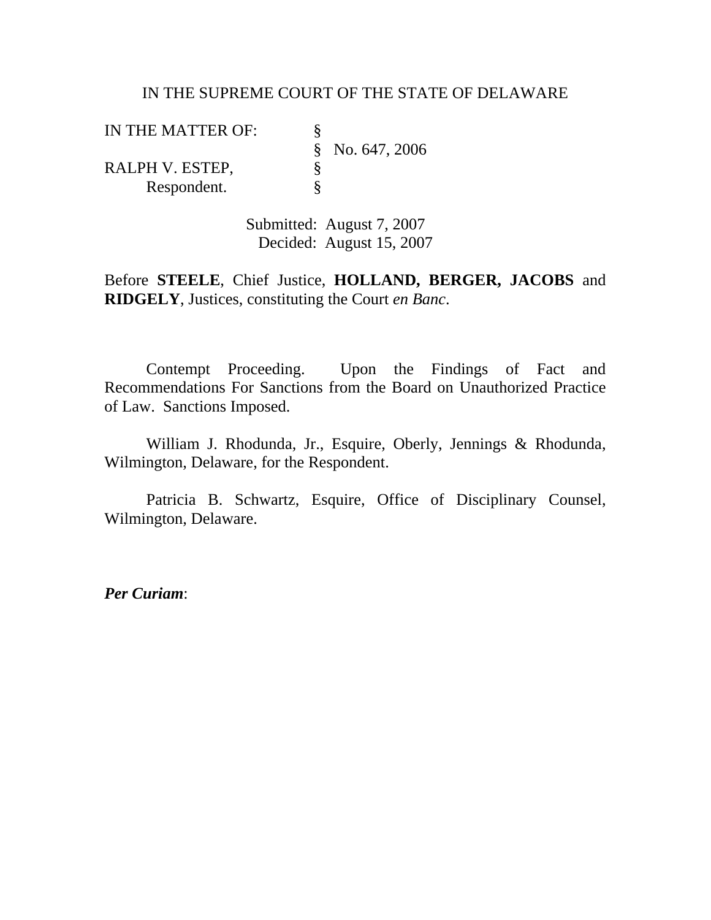IN THE SUPREME COURT OF THE STATE OF DELAWARE

| | | |
|---|---|---|
| IN THE MATTER OF: | § | |
| | § | No. 647, 2006 |
| RALPH V. ESTEP, | § | |
| Respondent. | § | |

Submitted: August 7, 2007
Decided: August 15, 2007

Before **STEELE**, Chief Justice, **HOLLAND, BERGER, JACOBS** and **RIDGELY**, Justices, constituting the Court *en Banc*.

Contempt Proceeding. Upon the Findings of Fact and Recommendations For Sanctions from the Board on Unauthorized Practice of Law. Sanctions Imposed.

William J. Rhodunda, Jr., Esquire, Oberly, Jennings & Rhodunda, Wilmington, Delaware, for the Respondent.

Patricia B. Schwartz, Esquire, Office of Disciplinary Counsel, Wilmington, Delaware.

***Per Curiam***: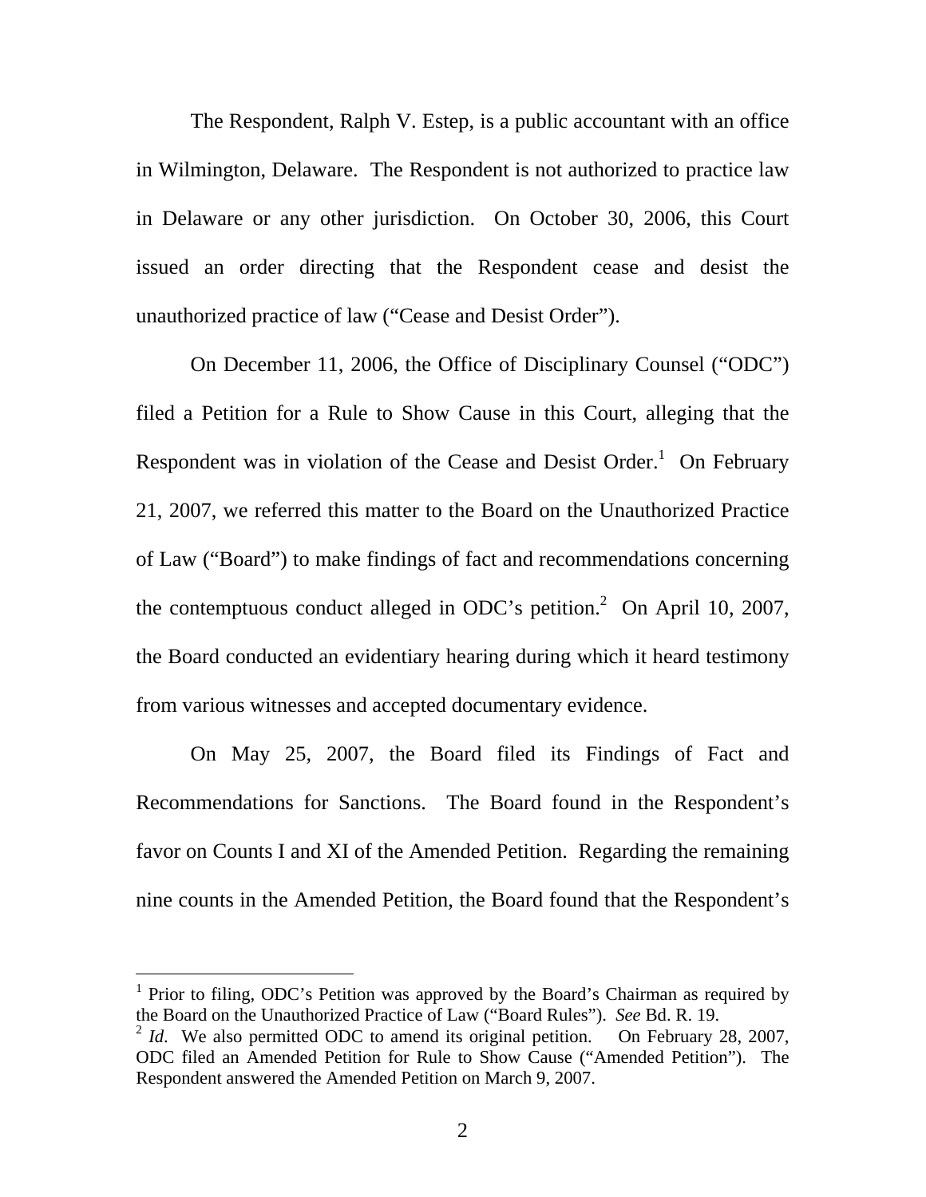The Respondent, Ralph V. Estep, is a public accountant with an office in Wilmington, Delaware. The Respondent is not authorized to practice law in Delaware or any other jurisdiction. On October 30, 2006, this Court issued an order directing that the Respondent cease and desist the unauthorized practice of law ("Cease and Desist Order").

On December 11, 2006, the Office of Disciplinary Counsel ("ODC") filed a Petition for a Rule to Show Cause in this Court, alleging that the Respondent was in violation of the Cease and Desist Order.[1] On February 21, 2007, we referred this matter to the Board on the Unauthorized Practice of Law ("Board") to make findings of fact and recommendations concerning the contemptuous conduct alleged in ODC's petition.[2] On April 10, 2007, the Board conducted an evidentiary hearing during which it heard testimony from various witnesses and accepted documentary evidence.

On May 25, 2007, the Board filed its Findings of Fact and Recommendations for Sanctions. The Board found in the Respondent's favor on Counts I and XI of the Amended Petition. Regarding the remaining nine counts in the Amended Petition, the Board found that the Respondent's

---

[1] Prior to filing, ODC's Petition was approved by the Board's Chairman as required by the Board on the Unauthorized Practice of Law ("Board Rules"). *See* Bd. R. 19.

[2] *Id*. We also permitted ODC to amend its original petition. On February 28, 2007, ODC filed an Amended Petition for Rule to Show Cause ("Amended Petition"). The Respondent answered the Amended Petition on March 9, 2007.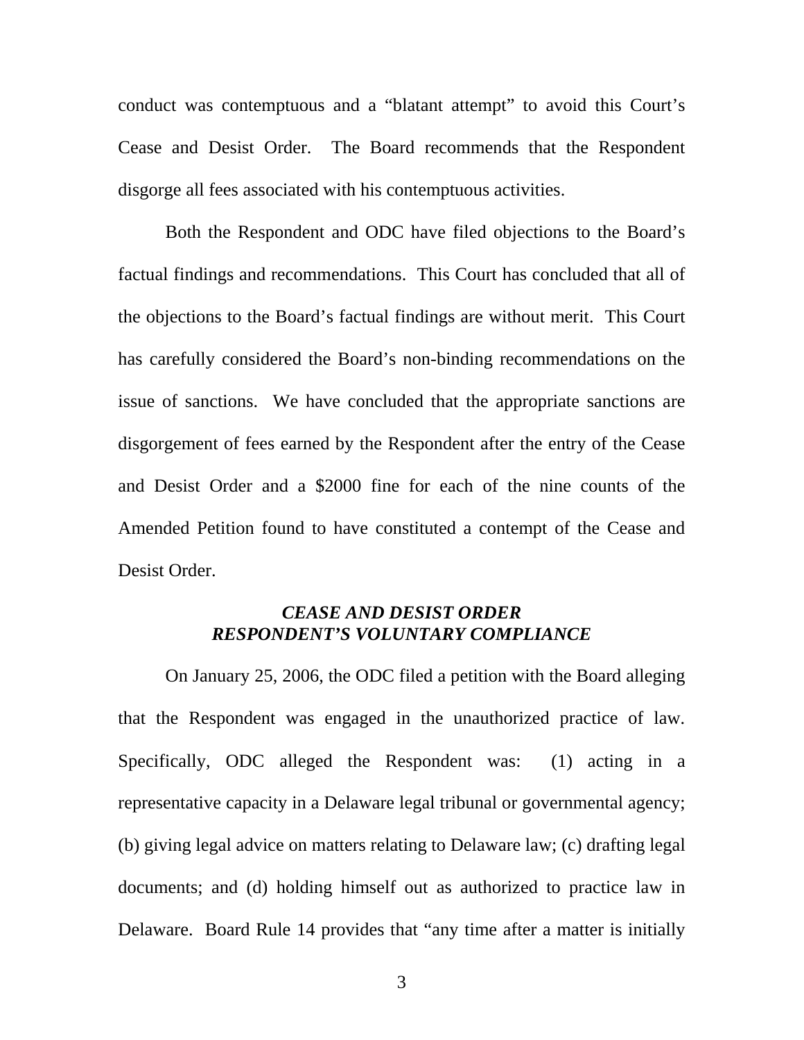conduct was contemptuous and a “blatant attempt” to avoid this Court’s Cease and Desist Order. The Board recommends that the Respondent disgorge all fees associated with his contemptuous activities.

Both the Respondent and ODC have filed objections to the Board’s factual findings and recommendations. This Court has concluded that all of the objections to the Board’s factual findings are without merit. This Court has carefully considered the Board’s non-binding recommendations on the issue of sanctions. We have concluded that the appropriate sanctions are disgorgement of fees earned by the Respondent after the entry of the Cease and Desist Order and a $2000 fine for each of the nine counts of the Amended Petition found to have constituted a contempt of the Cease and Desist Order.

### *CEASE AND DESIST ORDER*
### *RESPONDENT’S VOLUNTARY COMPLIANCE*

On January 25, 2006, the ODC filed a petition with the Board alleging that the Respondent was engaged in the unauthorized practice of law. Specifically, ODC alleged the Respondent was: (1) acting in a representative capacity in a Delaware legal tribunal or governmental agency; (b) giving legal advice on matters relating to Delaware law; (c) drafting legal documents; and (d) holding himself out as authorized to practice law in Delaware. Board Rule 14 provides that “any time after a matter is initially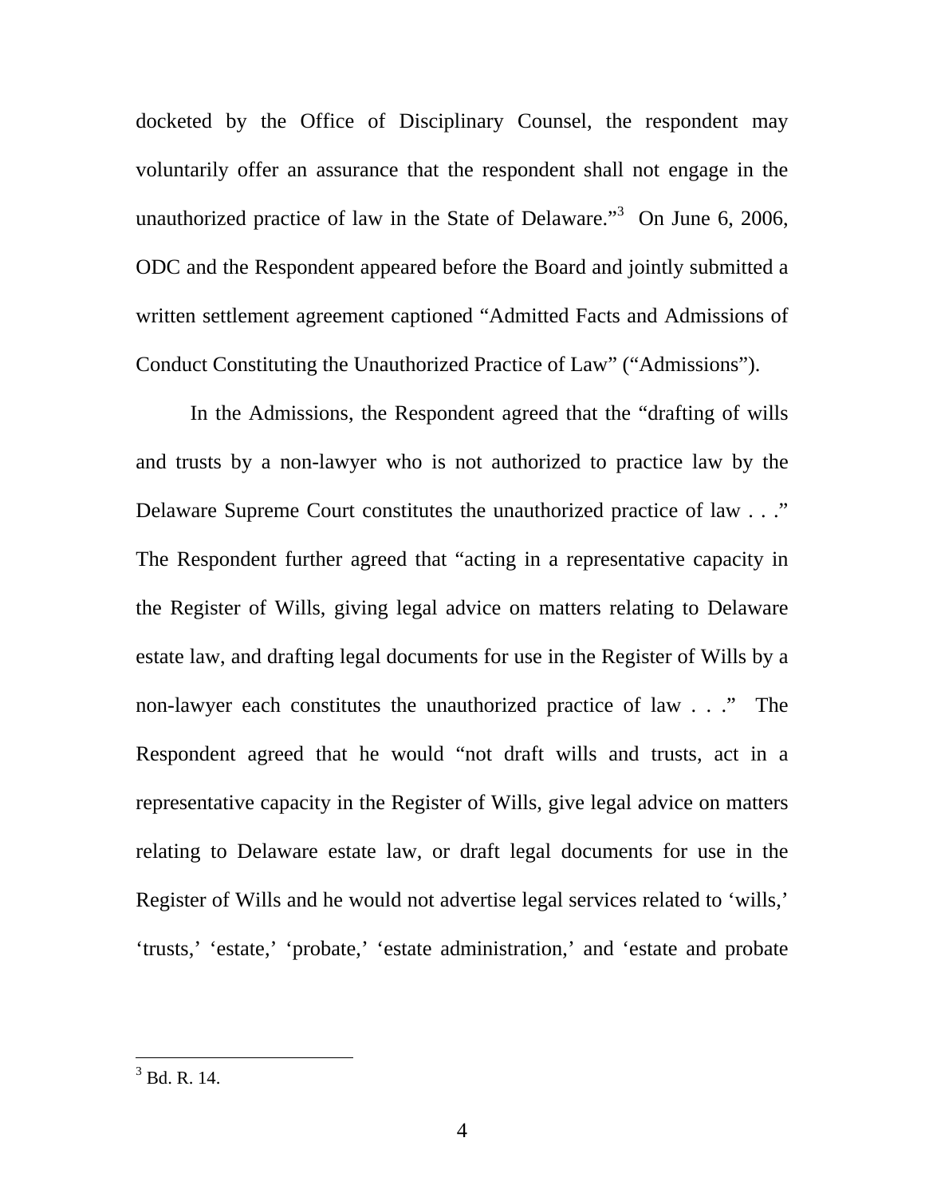docketed by the Office of Disciplinary Counsel, the respondent may voluntarily offer an assurance that the respondent shall not engage in the unauthorized practice of law in the State of Delaware."[3] On June 6, 2006, ODC and the Respondent appeared before the Board and jointly submitted a written settlement agreement captioned "Admitted Facts and Admissions of Conduct Constituting the Unauthorized Practice of Law" ("Admissions").

In the Admissions, the Respondent agreed that the "drafting of wills and trusts by a non-lawyer who is not authorized to practice law by the Delaware Supreme Court constitutes the unauthorized practice of law . . ." The Respondent further agreed that "acting in a representative capacity in the Register of Wills, giving legal advice on matters relating to Delaware estate law, and drafting legal documents for use in the Register of Wills by a non-lawyer each constitutes the unauthorized practice of law . . ." The Respondent agreed that he would "not draft wills and trusts, act in a representative capacity in the Register of Wills, give legal advice on matters relating to Delaware estate law, or draft legal documents for use in the Register of Wills and he would not advertise legal services related to 'wills,' 'trusts,' 'estate,' 'probate,' 'estate administration,' and 'estate and probate

---

[3] Bd. R. 14.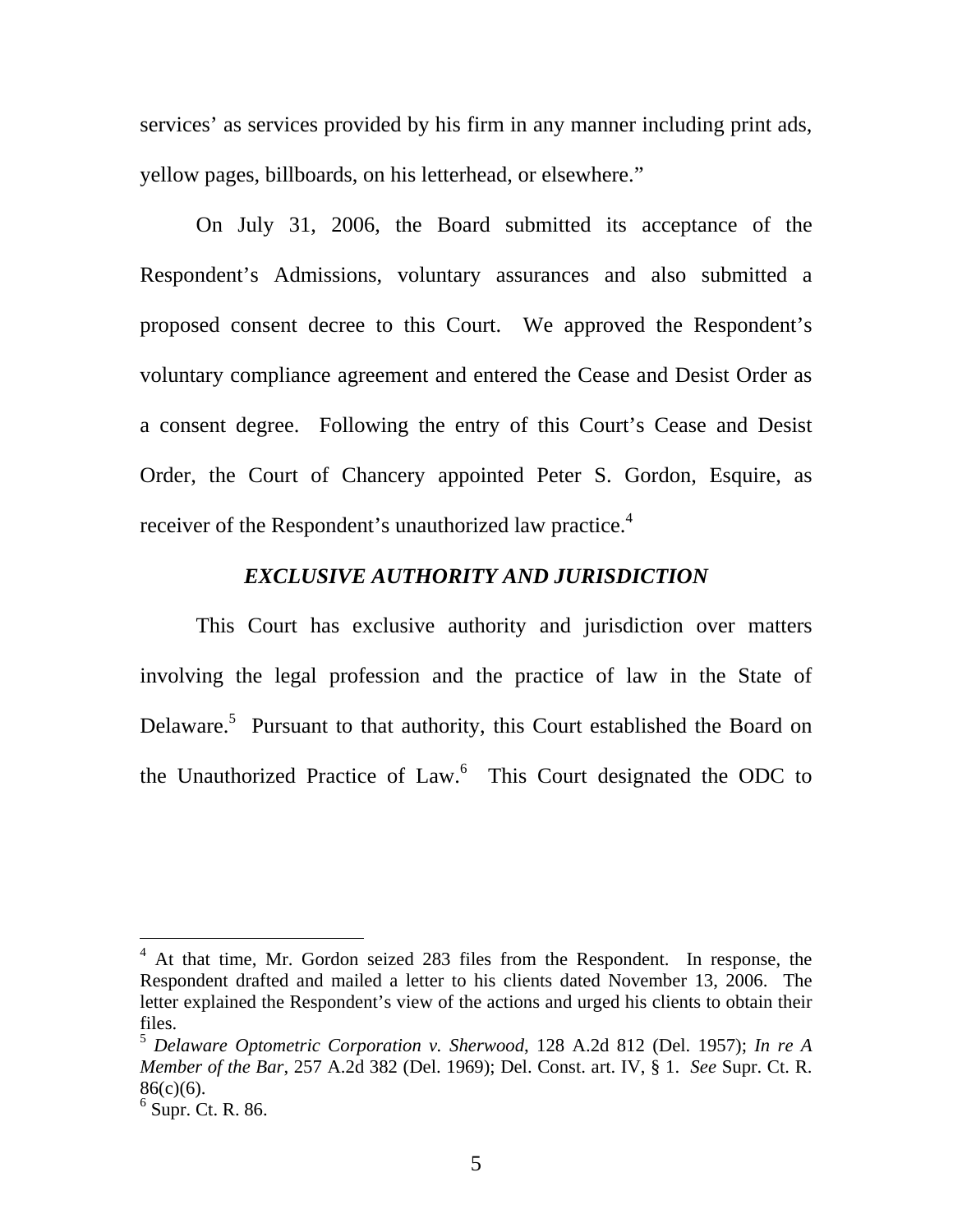services' as services provided by his firm in any manner including print ads, yellow pages, billboards, on his letterhead, or elsewhere."

On July 31, 2006, the Board submitted its acceptance of the Respondent's Admissions, voluntary assurances and also submitted a proposed consent decree to this Court. We approved the Respondent's voluntary compliance agreement and entered the Cease and Desist Order as a consent degree. Following the entry of this Court's Cease and Desist Order, the Court of Chancery appointed Peter S. Gordon, Esquire, as receiver of the Respondent's unauthorized law practice.[4]

### *EXCLUSIVE AUTHORITY AND JURISDICTION*

This Court has exclusive authority and jurisdiction over matters involving the legal profession and the practice of law in the State of Delaware.[5] Pursuant to that authority, this Court established the Board on the Unauthorized Practice of Law.[6] This Court designated the ODC to

---

[4] At that time, Mr. Gordon seized 283 files from the Respondent. In response, the Respondent drafted and mailed a letter to his clients dated November 13, 2006. The letter explained the Respondent's view of the actions and urged his clients to obtain their files.

[5] *Delaware Optometric Corporation v. Sherwood*, 128 A.2d 812 (Del. 1957); *In re A Member of the Bar*, 257 A.2d 382 (Del. 1969); Del. Const. art. IV, § 1. *See* Supr. Ct. R. 86(c)(6).

[6] Supr. Ct. R. 86.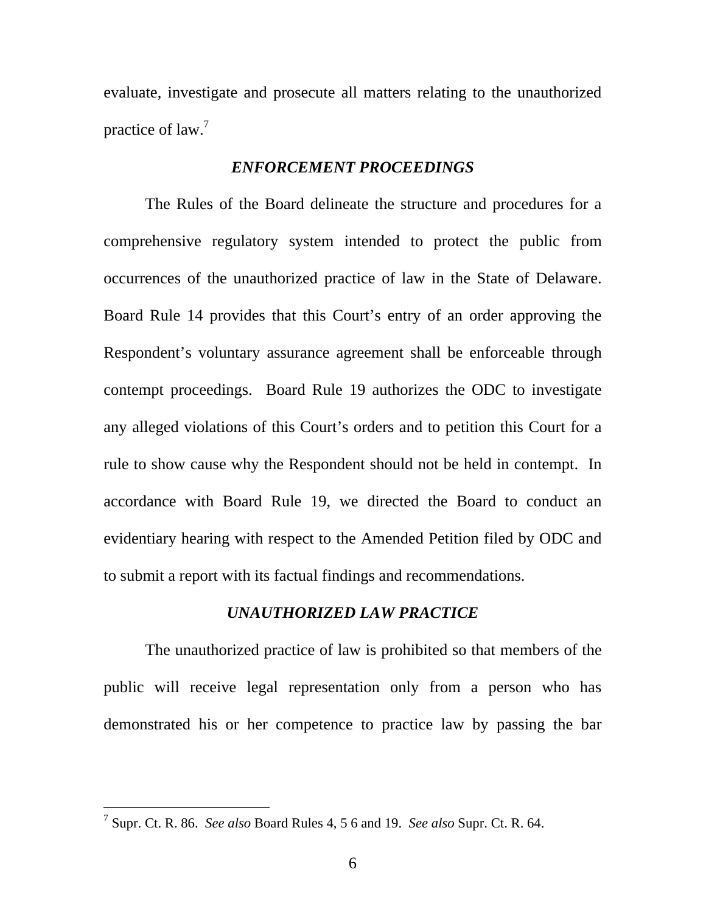evaluate, investigate and prosecute all matters relating to the unauthorized practice of law.[7]

### *ENFORCEMENT PROCEEDINGS*

The Rules of the Board delineate the structure and procedures for a comprehensive regulatory system intended to protect the public from occurrences of the unauthorized practice of law in the State of Delaware. Board Rule 14 provides that this Court's entry of an order approving the Respondent's voluntary assurance agreement shall be enforceable through contempt proceedings. Board Rule 19 authorizes the ODC to investigate any alleged violations of this Court's orders and to petition this Court for a rule to show cause why the Respondent should not be held in contempt. In accordance with Board Rule 19, we directed the Board to conduct an evidentiary hearing with respect to the Amended Petition filed by ODC and to submit a report with its factual findings and recommendations.

### *UNAUTHORIZED LAW PRACTICE*

The unauthorized practice of law is prohibited so that members of the public will receive legal representation only from a person who has demonstrated his or her competence to practice law by passing the bar

---

[7] Supr. Ct. R. 86. *See also* Board Rules 4, 5 6 and 19. *See also* Supr. Ct. R. 64.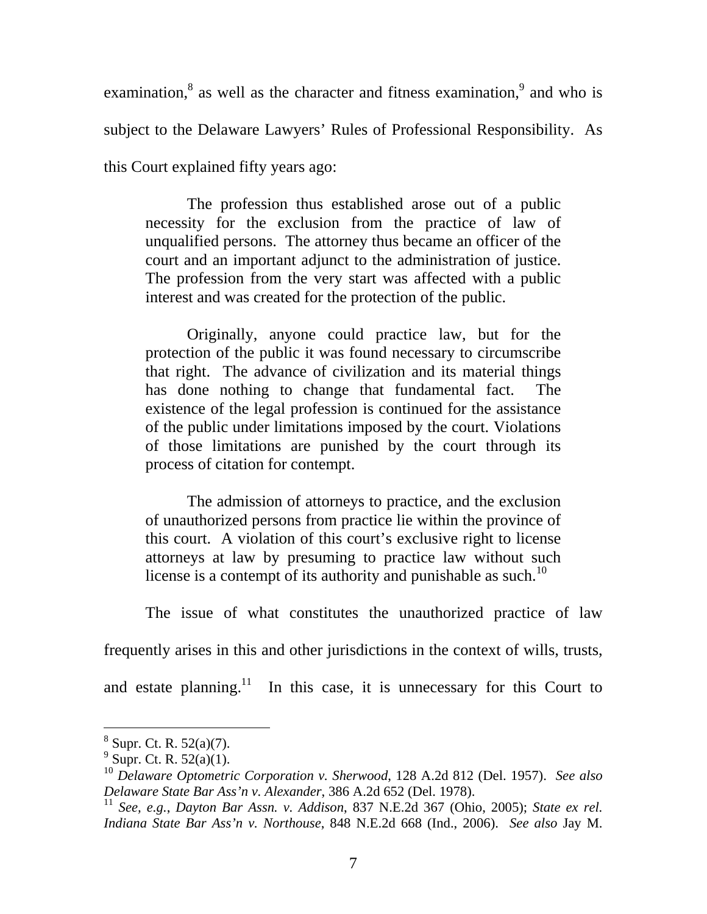examination,[8] as well as the character and fitness examination,[9] and who is subject to the Delaware Lawyers' Rules of Professional Responsibility. As this Court explained fifty years ago:

> The profession thus established arose out of a public necessity for the exclusion from the practice of law of unqualified persons. The attorney thus became an officer of the court and an important adjunct to the administration of justice. The profession from the very start was affected with a public interest and was created for the protection of the public.
>
> Originally, anyone could practice law, but for the protection of the public it was found necessary to circumscribe that right. The advance of civilization and its material things has done nothing to change that fundamental fact. The existence of the legal profession is continued for the assistance of the public under limitations imposed by the court. Violations of those limitations are punished by the court through its process of citation for contempt.
>
> The admission of attorneys to practice, and the exclusion of unauthorized persons from practice lie within the province of this court. A violation of this court's exclusive right to license attorneys at law by presuming to practice law without such license is a contempt of its authority and punishable as such.[10]

The issue of what constitutes the unauthorized practice of law frequently arises in this and other jurisdictions in the context of wills, trusts, and estate planning.[11] In this case, it is unnecessary for this Court to

---

[8] Supr. Ct. R. 52(a)(7).

[9] Supr. Ct. R. 52(a)(1).

[10] *Delaware Optometric Corporation v. Sherwood*, 128 A.2d 812 (Del. 1957). *See also Delaware State Bar Ass'n v. Alexander*, 386 A.2d 652 (Del. 1978).

[11] *See, e.g.*, *Dayton Bar Assn. v. Addison*, 837 N.E.2d 367 (Ohio, 2005); *State ex rel. Indiana State Bar Ass'n v. Northouse*, 848 N.E.2d 668 (Ind., 2006). *See also* Jay M.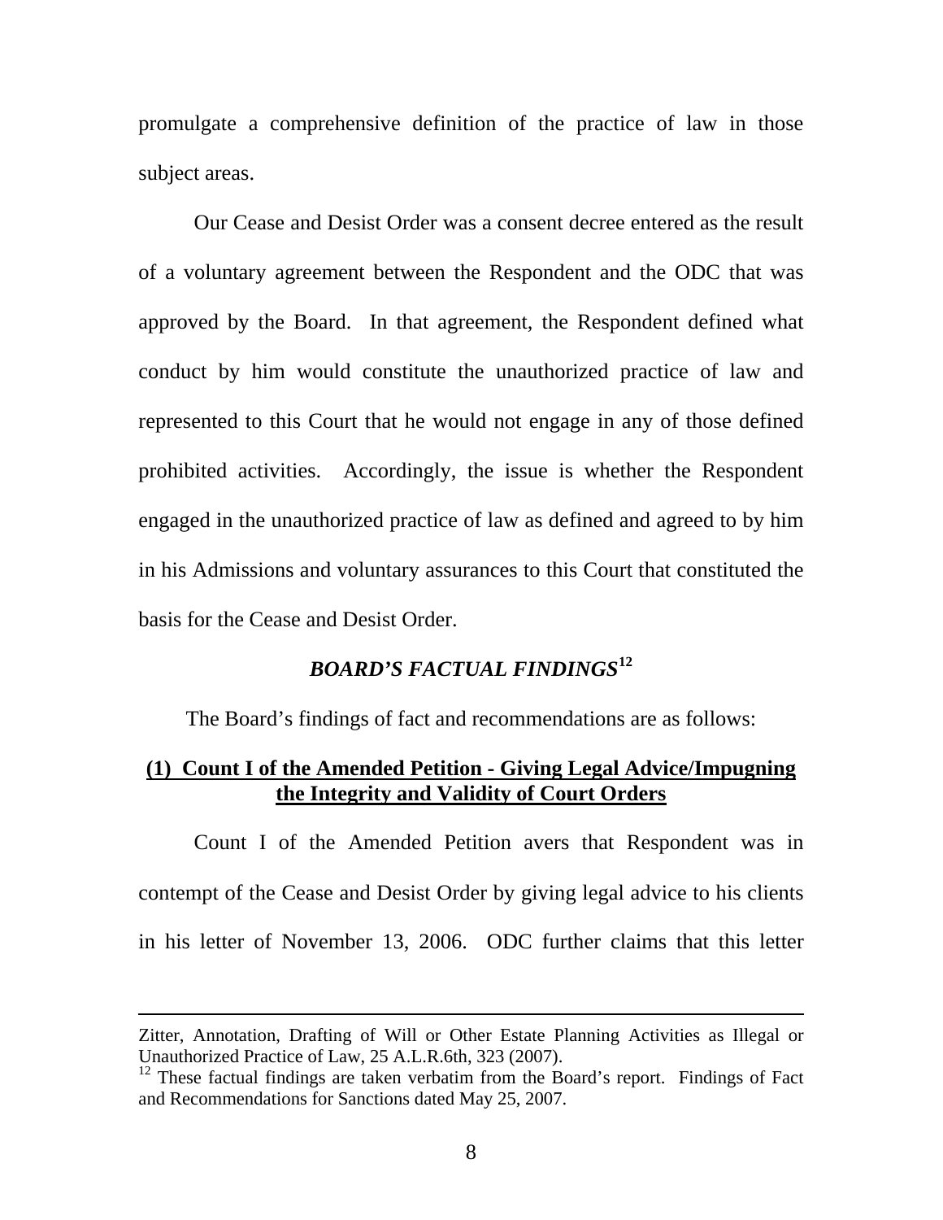promulgate a comprehensive definition of the practice of law in those subject areas.

Our Cease and Desist Order was a consent decree entered as the result of a voluntary agreement between the Respondent and the ODC that was approved by the Board. In that agreement, the Respondent defined what conduct by him would constitute the unauthorized practice of law and represented to this Court that he would not engage in any of those defined prohibited activities. Accordingly, the issue is whether the Respondent engaged in the unauthorized practice of law as defined and agreed to by him in his Admissions and voluntary assurances to this Court that constituted the basis for the Cease and Desist Order.

## *BOARD'S FACTUAL FINDINGS*[12]

The Board's findings of fact and recommendations are as follows:

### **(1) Count I of the Amended Petition - Giving Legal Advice/Impugning the Integrity and Validity of Court Orders**

Count I of the Amended Petition avers that Respondent was in contempt of the Cease and Desist Order by giving legal advice to his clients in his letter of November 13, 2006. ODC further claims that this letter

---

Zitter, Annotation, Drafting of Will or Other Estate Planning Activities as Illegal or Unauthorized Practice of Law, 25 A.L.R.6th, 323 (2007).

[12] These factual findings are taken verbatim from the Board's report. Findings of Fact and Recommendations for Sanctions dated May 25, 2007.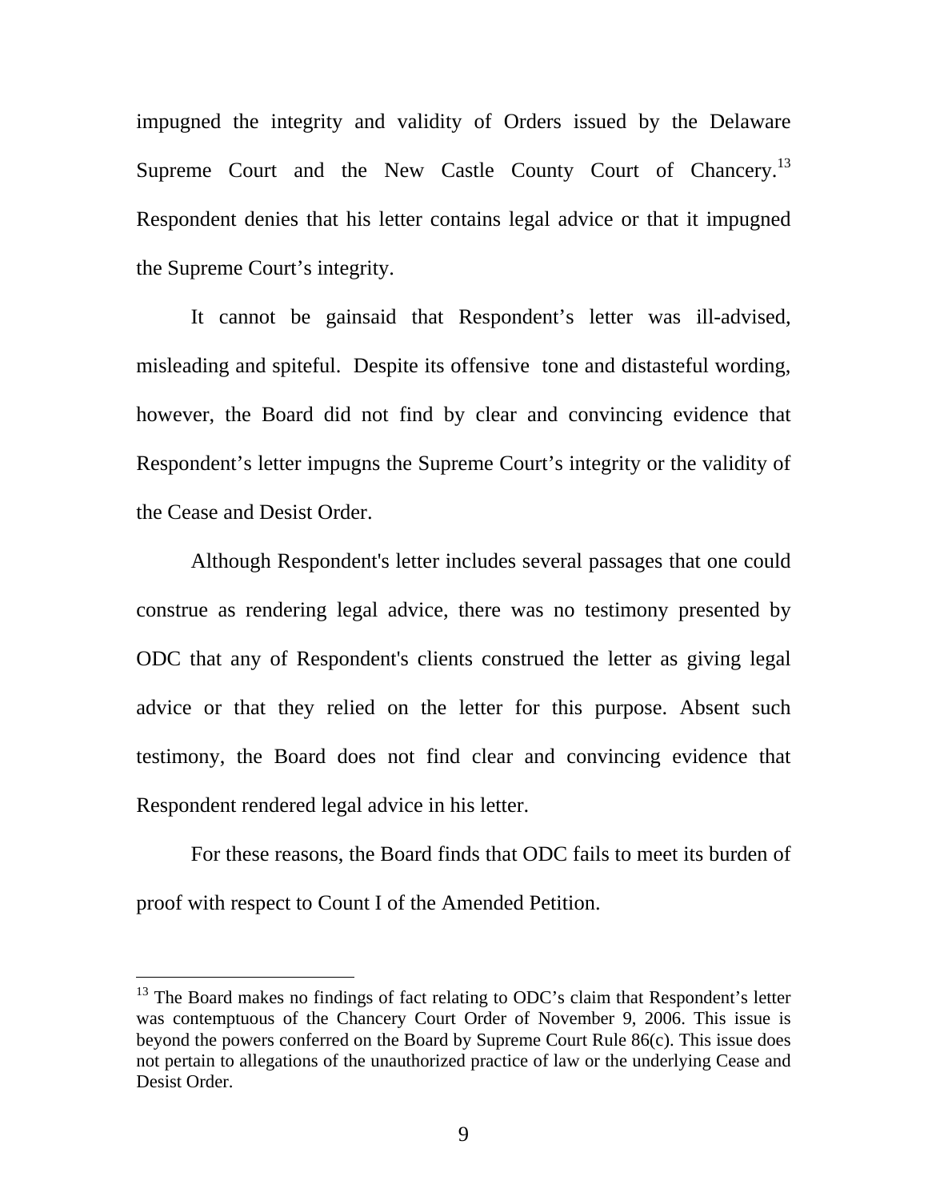impugned the integrity and validity of Orders issued by the Delaware Supreme Court and the New Castle County Court of Chancery.[13] Respondent denies that his letter contains legal advice or that it impugned the Supreme Court's integrity.

It cannot be gainsaid that Respondent's letter was ill-advised, misleading and spiteful. Despite its offensive tone and distasteful wording, however, the Board did not find by clear and convincing evidence that Respondent's letter impugns the Supreme Court's integrity or the validity of the Cease and Desist Order.

Although Respondent's letter includes several passages that one could construe as rendering legal advice, there was no testimony presented by ODC that any of Respondent's clients construed the letter as giving legal advice or that they relied on the letter for this purpose. Absent such testimony, the Board does not find clear and convincing evidence that Respondent rendered legal advice in his letter.

For these reasons, the Board finds that ODC fails to meet its burden of proof with respect to Count I of the Amended Petition.

---

[13] The Board makes no findings of fact relating to ODC's claim that Respondent's letter was contemptuous of the Chancery Court Order of November 9, 2006. This issue is beyond the powers conferred on the Board by Supreme Court Rule 86(c). This issue does not pertain to allegations of the unauthorized practice of law or the underlying Cease and Desist Order.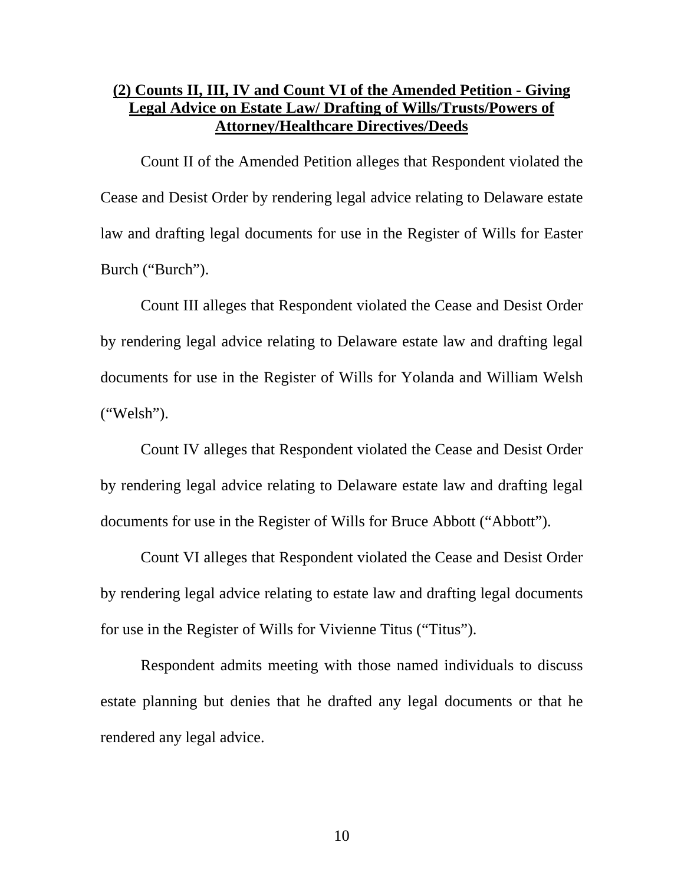### **(2) Counts II, III, IV and Count VI of the Amended Petition - Giving Legal Advice on Estate Law/ Drafting of Wills/Trusts/Powers of Attorney/Healthcare Directives/Deeds**

Count II of the Amended Petition alleges that Respondent violated the Cease and Desist Order by rendering legal advice relating to Delaware estate law and drafting legal documents for use in the Register of Wills for Easter Burch ("Burch").

Count III alleges that Respondent violated the Cease and Desist Order by rendering legal advice relating to Delaware estate law and drafting legal documents for use in the Register of Wills for Yolanda and William Welsh ("Welsh").

Count IV alleges that Respondent violated the Cease and Desist Order by rendering legal advice relating to Delaware estate law and drafting legal documents for use in the Register of Wills for Bruce Abbott ("Abbott").

Count VI alleges that Respondent violated the Cease and Desist Order by rendering legal advice relating to estate law and drafting legal documents for use in the Register of Wills for Vivienne Titus ("Titus").

Respondent admits meeting with those named individuals to discuss estate planning but denies that he drafted any legal documents or that he rendered any legal advice.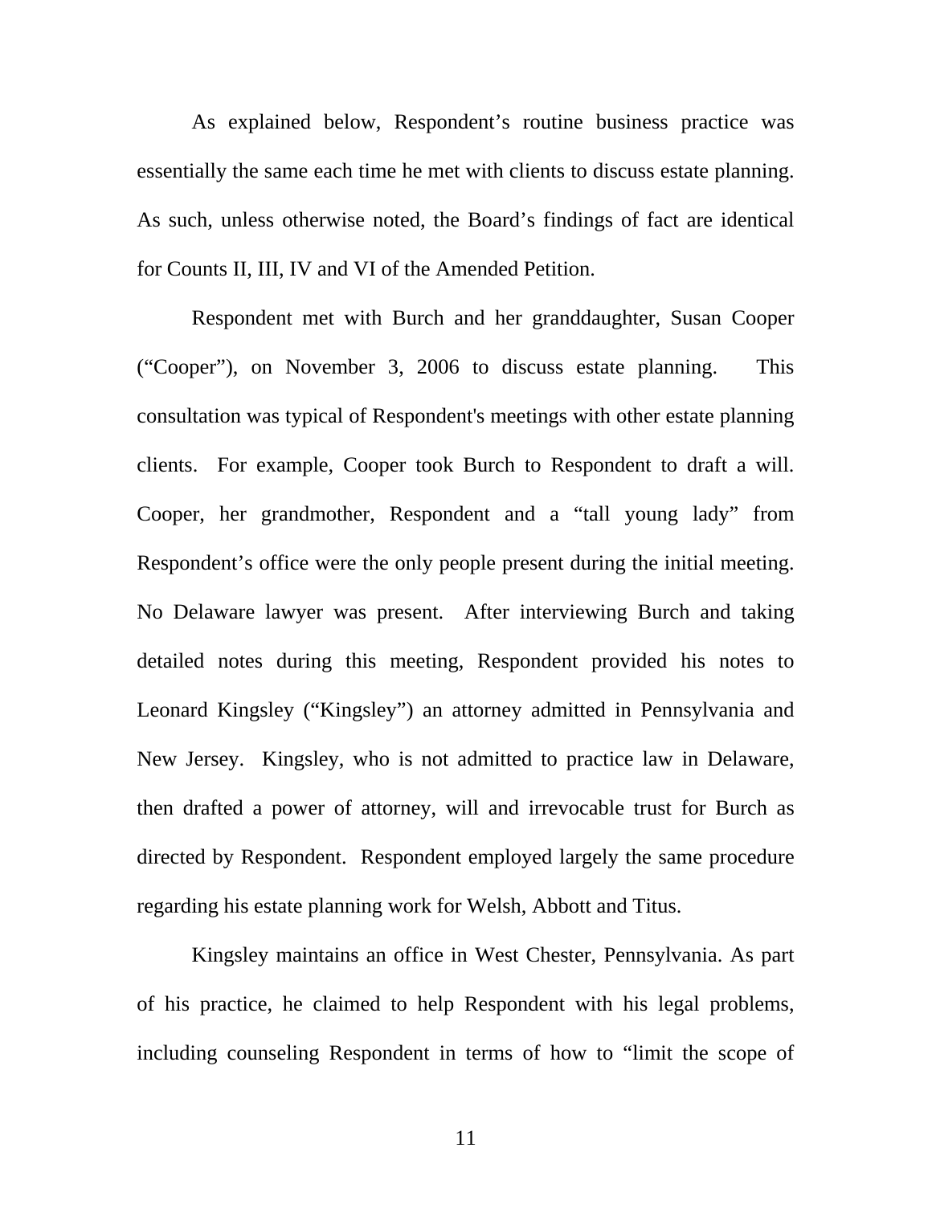As explained below, Respondent's routine business practice was essentially the same each time he met with clients to discuss estate planning. As such, unless otherwise noted, the Board's findings of fact are identical for Counts II, III, IV and VI of the Amended Petition.

Respondent met with Burch and her granddaughter, Susan Cooper ("Cooper"), on November 3, 2006 to discuss estate planning. This consultation was typical of Respondent's meetings with other estate planning clients. For example, Cooper took Burch to Respondent to draft a will. Cooper, her grandmother, Respondent and a "tall young lady" from Respondent's office were the only people present during the initial meeting. No Delaware lawyer was present. After interviewing Burch and taking detailed notes during this meeting, Respondent provided his notes to Leonard Kingsley ("Kingsley") an attorney admitted in Pennsylvania and New Jersey. Kingsley, who is not admitted to practice law in Delaware, then drafted a power of attorney, will and irrevocable trust for Burch as directed by Respondent. Respondent employed largely the same procedure regarding his estate planning work for Welsh, Abbott and Titus.

Kingsley maintains an office in West Chester, Pennsylvania. As part of his practice, he claimed to help Respondent with his legal problems, including counseling Respondent in terms of how to "limit the scope of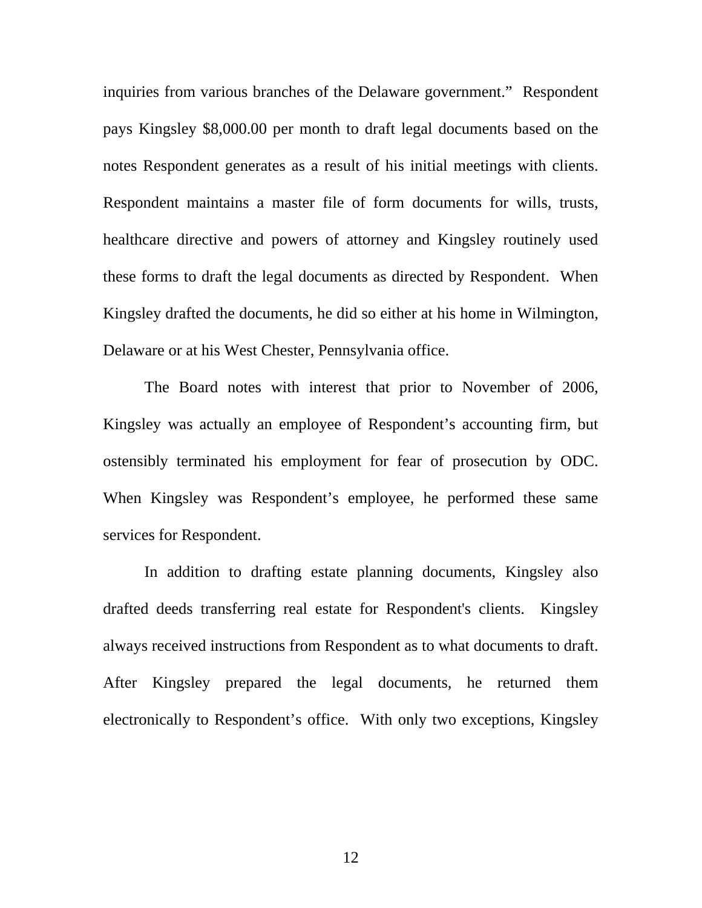inquiries from various branches of the Delaware government." Respondent pays Kingsley $8,000.00 per month to draft legal documents based on the notes Respondent generates as a result of his initial meetings with clients. Respondent maintains a master file of form documents for wills, trusts, healthcare directive and powers of attorney and Kingsley routinely used these forms to draft the legal documents as directed by Respondent. When Kingsley drafted the documents, he did so either at his home in Wilmington, Delaware or at his West Chester, Pennsylvania office.

The Board notes with interest that prior to November of 2006, Kingsley was actually an employee of Respondent's accounting firm, but ostensibly terminated his employment for fear of prosecution by ODC. When Kingsley was Respondent's employee, he performed these same services for Respondent.

In addition to drafting estate planning documents, Kingsley also drafted deeds transferring real estate for Respondent's clients. Kingsley always received instructions from Respondent as to what documents to draft. After Kingsley prepared the legal documents, he returned them electronically to Respondent's office. With only two exceptions, Kingsley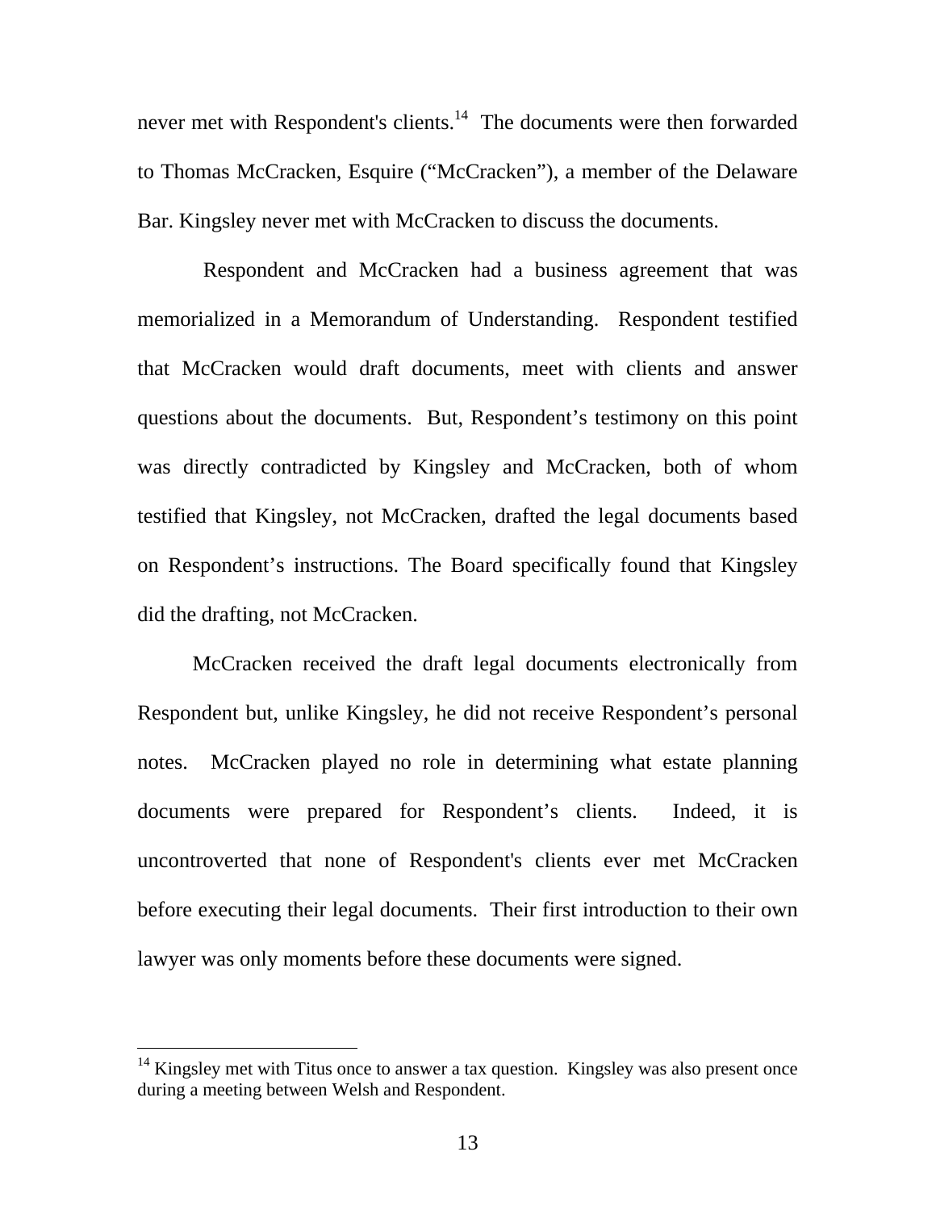never met with Respondent's clients.[14] The documents were then forwarded to Thomas McCracken, Esquire ("McCracken"), a member of the Delaware Bar. Kingsley never met with McCracken to discuss the documents.

Respondent and McCracken had a business agreement that was memorialized in a Memorandum of Understanding. Respondent testified that McCracken would draft documents, meet with clients and answer questions about the documents. But, Respondent's testimony on this point was directly contradicted by Kingsley and McCracken, both of whom testified that Kingsley, not McCracken, drafted the legal documents based on Respondent's instructions. The Board specifically found that Kingsley did the drafting, not McCracken.

McCracken received the draft legal documents electronically from Respondent but, unlike Kingsley, he did not receive Respondent's personal notes. McCracken played no role in determining what estate planning documents were prepared for Respondent's clients. Indeed, it is uncontroverted that none of Respondent's clients ever met McCracken before executing their legal documents. Their first introduction to their own lawyer was only moments before these documents were signed.

[14] Kingsley met with Titus once to answer a tax question. Kingsley was also present once during a meeting between Welsh and Respondent.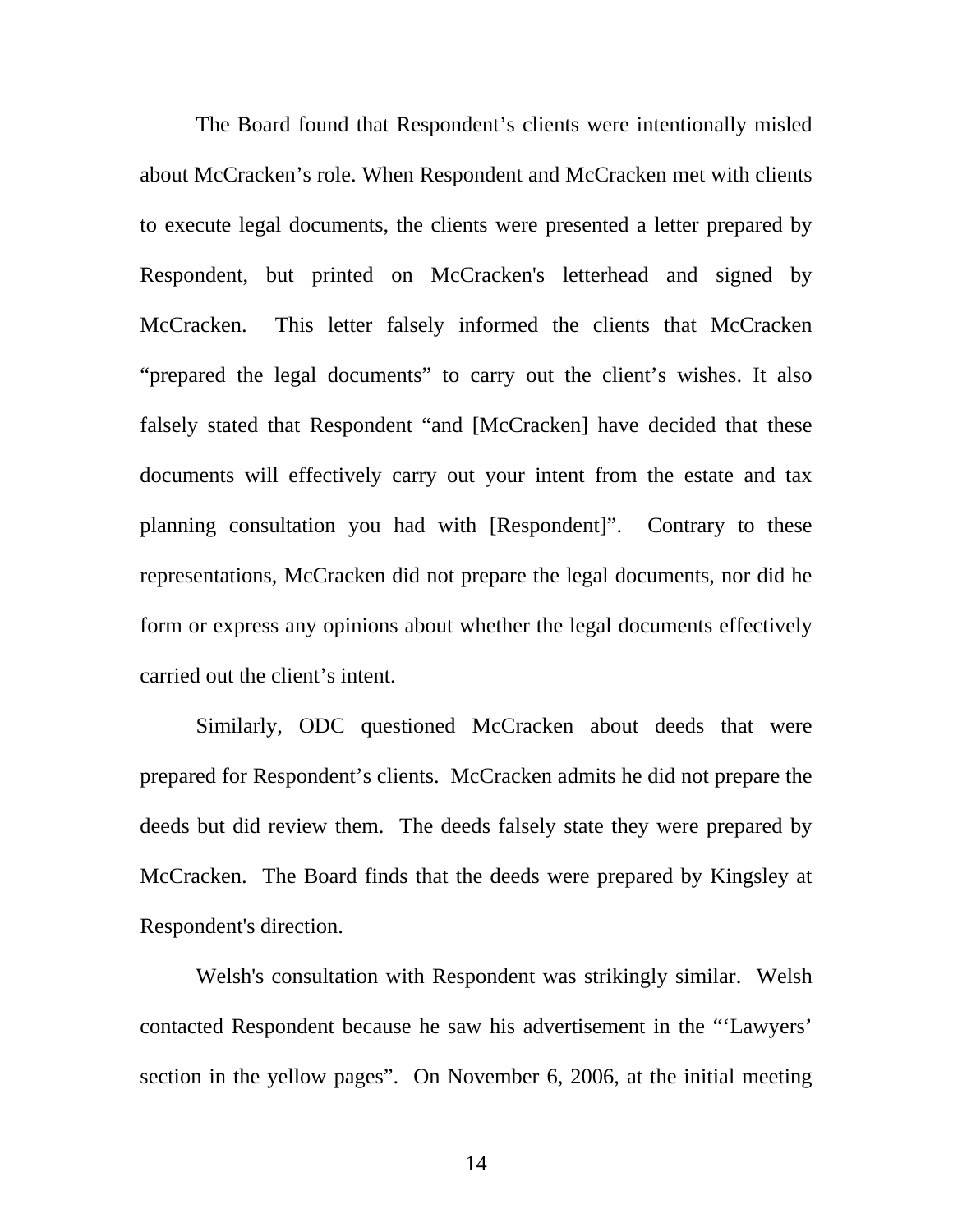The Board found that Respondent's clients were intentionally misled about McCracken's role. When Respondent and McCracken met with clients to execute legal documents, the clients were presented a letter prepared by Respondent, but printed on McCracken's letterhead and signed by McCracken. This letter falsely informed the clients that McCracken "prepared the legal documents" to carry out the client's wishes. It also falsely stated that Respondent "and [McCracken] have decided that these documents will effectively carry out your intent from the estate and tax planning consultation you had with [Respondent]". Contrary to these representations, McCracken did not prepare the legal documents, nor did he form or express any opinions about whether the legal documents effectively carried out the client's intent.

Similarly, ODC questioned McCracken about deeds that were prepared for Respondent's clients. McCracken admits he did not prepare the deeds but did review them. The deeds falsely state they were prepared by McCracken. The Board finds that the deeds were prepared by Kingsley at Respondent's direction.

Welsh's consultation with Respondent was strikingly similar. Welsh contacted Respondent because he saw his advertisement in the "'Lawyers' section in the yellow pages". On November 6, 2006, at the initial meeting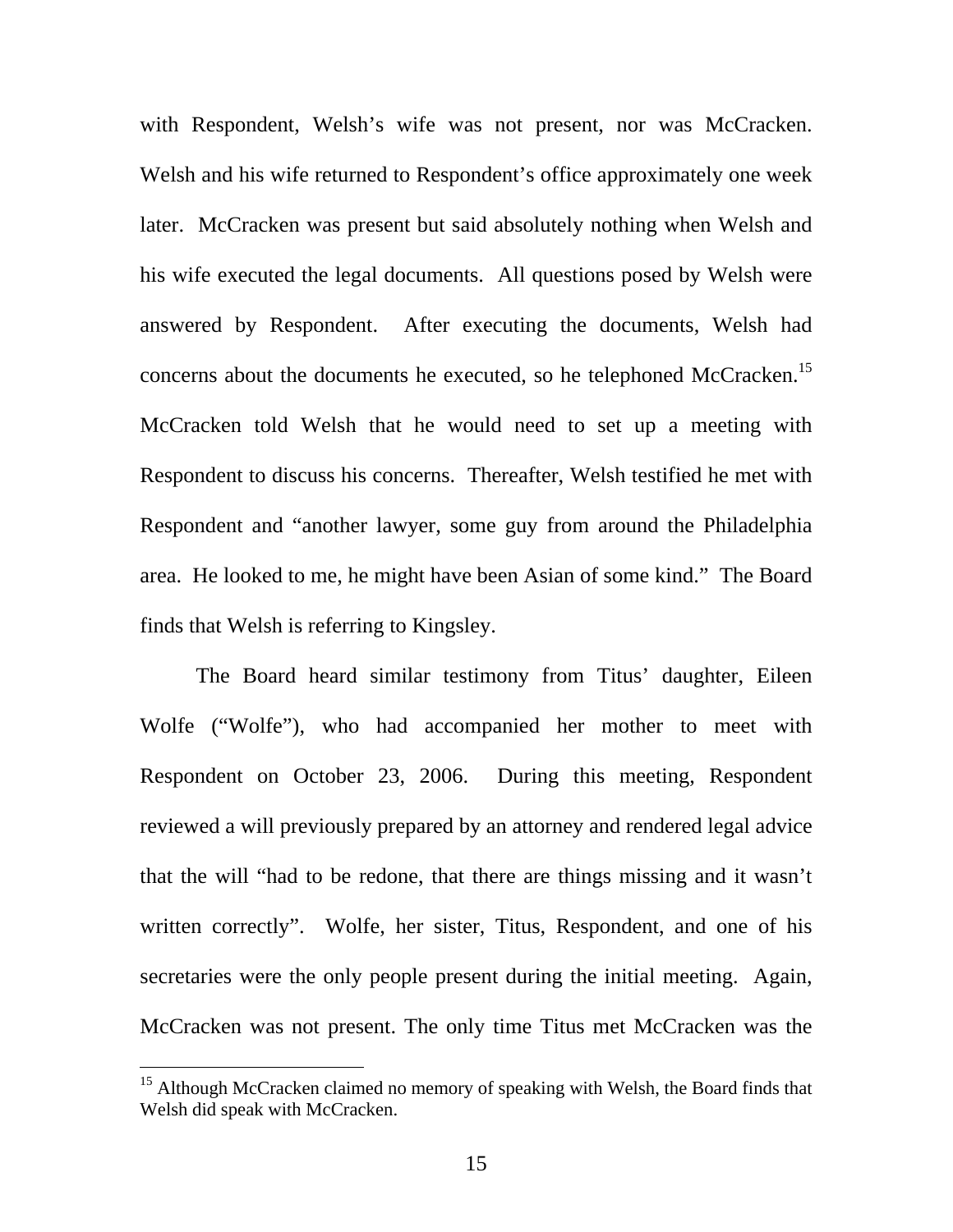with Respondent, Welsh's wife was not present, nor was McCracken. Welsh and his wife returned to Respondent's office approximately one week later. McCracken was present but said absolutely nothing when Welsh and his wife executed the legal documents. All questions posed by Welsh were answered by Respondent. After executing the documents, Welsh had concerns about the documents he executed, so he telephoned McCracken.[15] McCracken told Welsh that he would need to set up a meeting with Respondent to discuss his concerns. Thereafter, Welsh testified he met with Respondent and "another lawyer, some guy from around the Philadelphia area. He looked to me, he might have been Asian of some kind." The Board finds that Welsh is referring to Kingsley.

The Board heard similar testimony from Titus' daughter, Eileen Wolfe ("Wolfe"), who had accompanied her mother to meet with Respondent on October 23, 2006. During this meeting, Respondent reviewed a will previously prepared by an attorney and rendered legal advice that the will "had to be redone, that there are things missing and it wasn't written correctly". Wolfe, her sister, Titus, Respondent, and one of his secretaries were the only people present during the initial meeting. Again, McCracken was not present. The only time Titus met McCracken was the

---

[15] Although McCracken claimed no memory of speaking with Welsh, the Board finds that Welsh did speak with McCracken.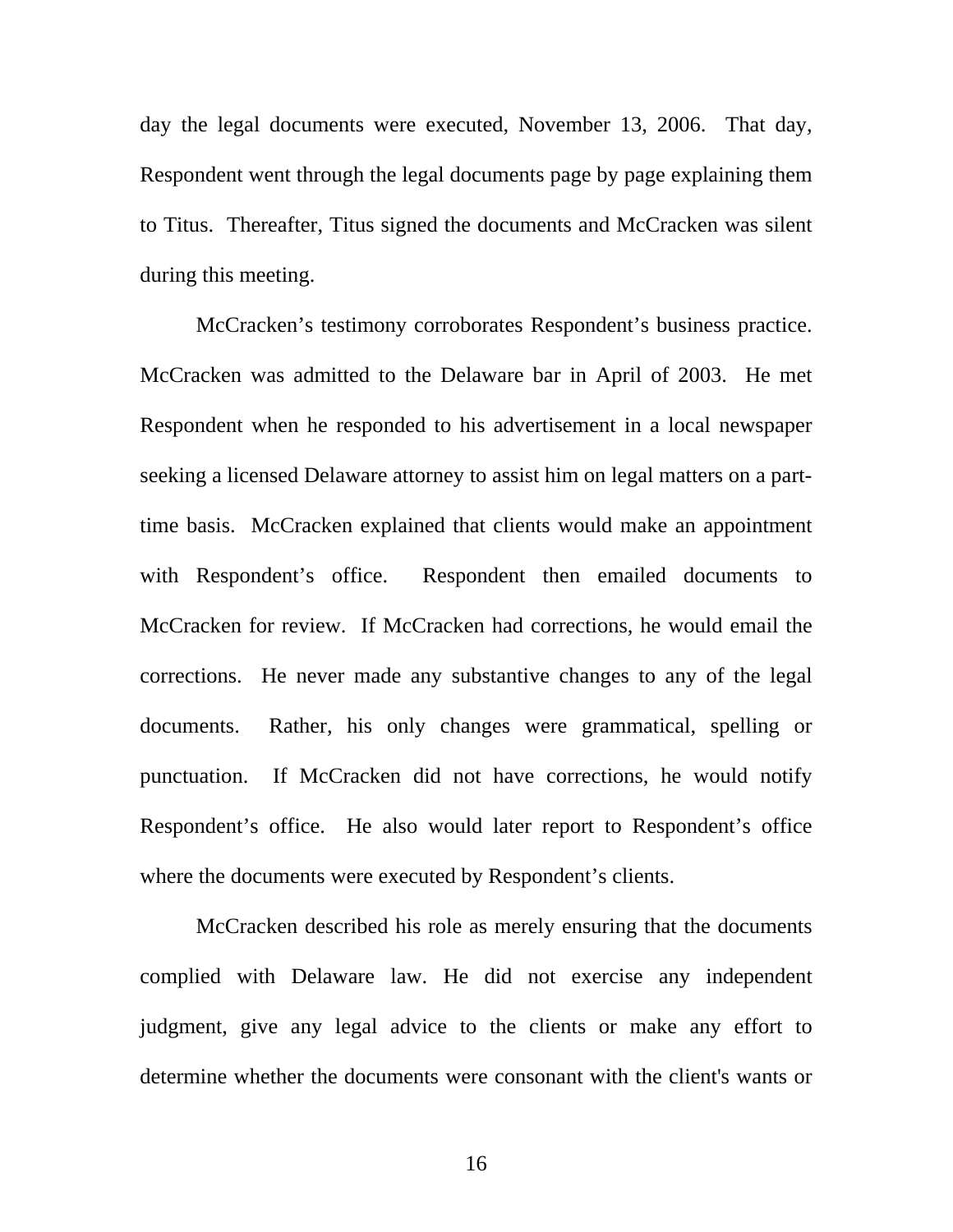day the legal documents were executed, November 13, 2006. That day, Respondent went through the legal documents page by page explaining them to Titus. Thereafter, Titus signed the documents and McCracken was silent during this meeting.

McCracken's testimony corroborates Respondent's business practice. McCracken was admitted to the Delaware bar in April of 2003. He met Respondent when he responded to his advertisement in a local newspaper seeking a licensed Delaware attorney to assist him on legal matters on a part-time basis. McCracken explained that clients would make an appointment with Respondent's office. Respondent then emailed documents to McCracken for review. If McCracken had corrections, he would email the corrections. He never made any substantive changes to any of the legal documents. Rather, his only changes were grammatical, spelling or punctuation. If McCracken did not have corrections, he would notify Respondent's office. He also would later report to Respondent's office where the documents were executed by Respondent's clients.

McCracken described his role as merely ensuring that the documents complied with Delaware law. He did not exercise any independent judgment, give any legal advice to the clients or make any effort to determine whether the documents were consonant with the client's wants or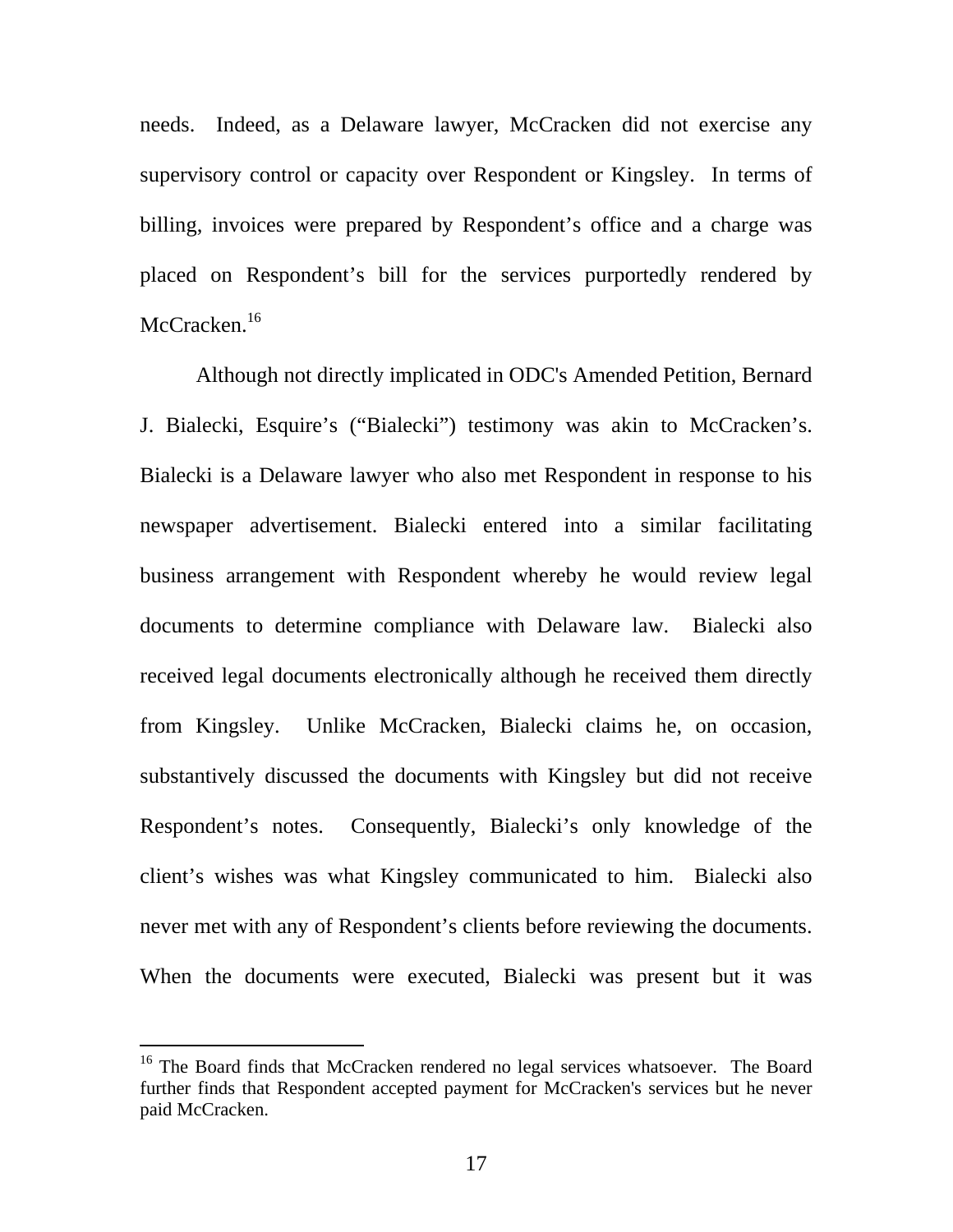needs. Indeed, as a Delaware lawyer, McCracken did not exercise any supervisory control or capacity over Respondent or Kingsley. In terms of billing, invoices were prepared by Respondent's office and a charge was placed on Respondent's bill for the services purportedly rendered by McCracken.[16]

Although not directly implicated in ODC's Amended Petition, Bernard J. Bialecki, Esquire's ("Bialecki") testimony was akin to McCracken's. Bialecki is a Delaware lawyer who also met Respondent in response to his newspaper advertisement. Bialecki entered into a similar facilitating business arrangement with Respondent whereby he would review legal documents to determine compliance with Delaware law. Bialecki also received legal documents electronically although he received them directly from Kingsley. Unlike McCracken, Bialecki claims he, on occasion, substantively discussed the documents with Kingsley but did not receive Respondent's notes. Consequently, Bialecki's only knowledge of the client's wishes was what Kingsley communicated to him. Bialecki also never met with any of Respondent's clients before reviewing the documents. When the documents were executed, Bialecki was present but it was

[16] The Board finds that McCracken rendered no legal services whatsoever. The Board further finds that Respondent accepted payment for McCracken's services but he never paid McCracken.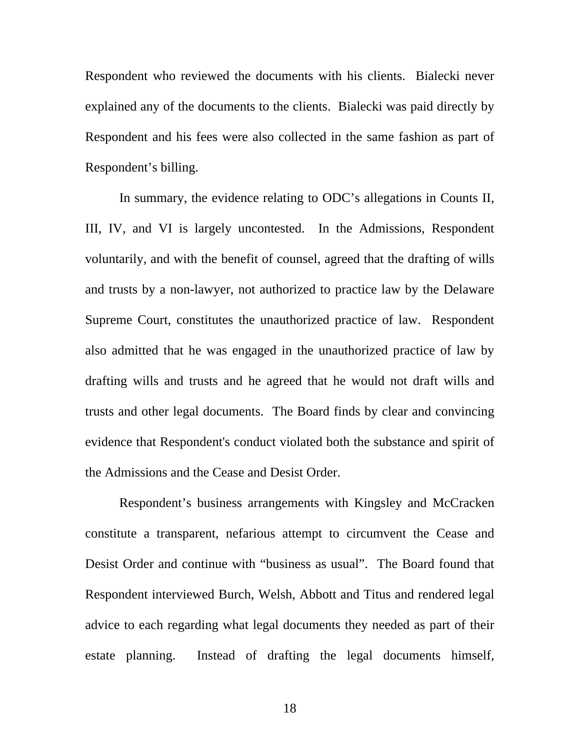Respondent who reviewed the documents with his clients. Bialecki never explained any of the documents to the clients. Bialecki was paid directly by Respondent and his fees were also collected in the same fashion as part of Respondent's billing.

In summary, the evidence relating to ODC's allegations in Counts II, III, IV, and VI is largely uncontested. In the Admissions, Respondent voluntarily, and with the benefit of counsel, agreed that the drafting of wills and trusts by a non-lawyer, not authorized to practice law by the Delaware Supreme Court, constitutes the unauthorized practice of law. Respondent also admitted that he was engaged in the unauthorized practice of law by drafting wills and trusts and he agreed that he would not draft wills and trusts and other legal documents. The Board finds by clear and convincing evidence that Respondent's conduct violated both the substance and spirit of the Admissions and the Cease and Desist Order.

Respondent's business arrangements with Kingsley and McCracken constitute a transparent, nefarious attempt to circumvent the Cease and Desist Order and continue with "business as usual". The Board found that Respondent interviewed Burch, Welsh, Abbott and Titus and rendered legal advice to each regarding what legal documents they needed as part of their estate planning. Instead of drafting the legal documents himself,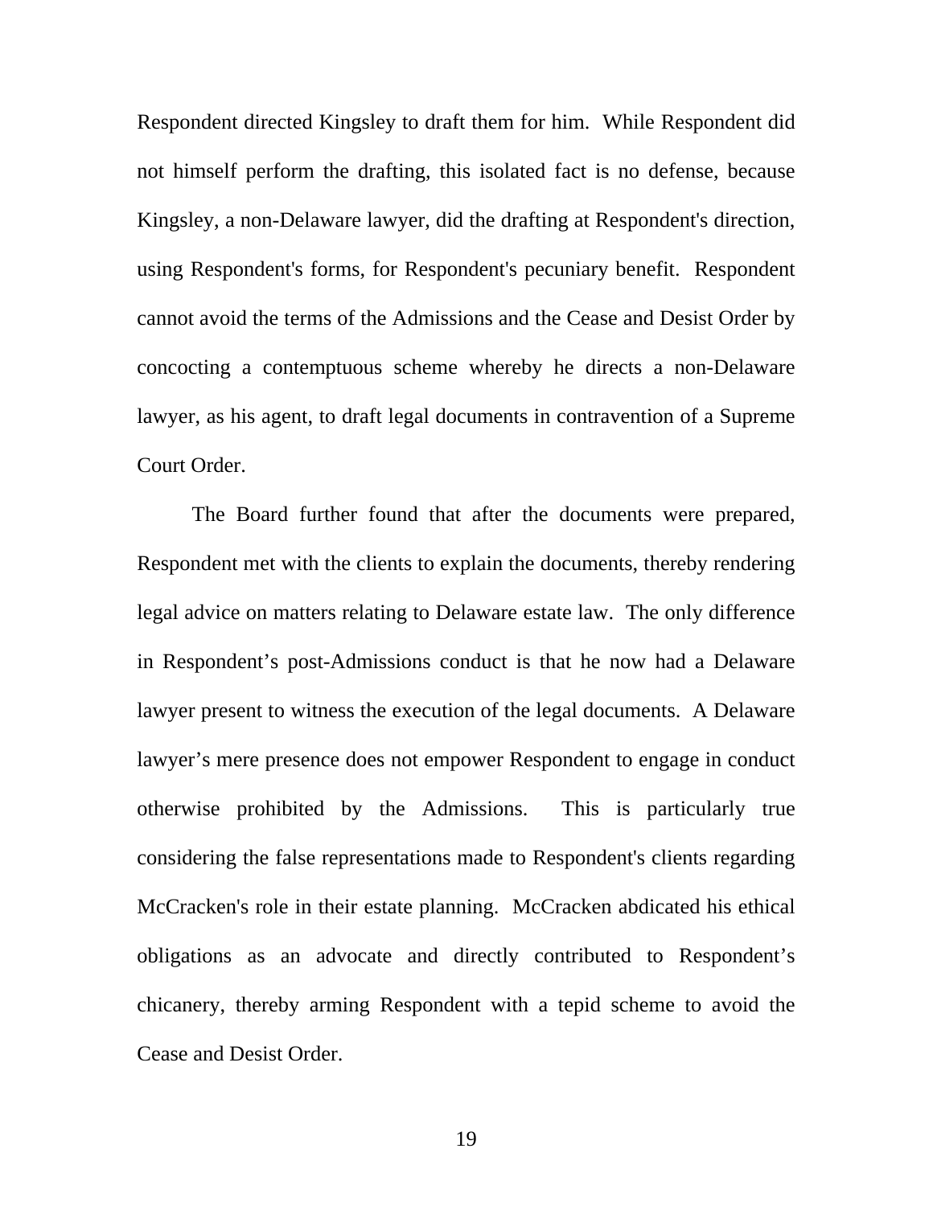Respondent directed Kingsley to draft them for him. While Respondent did not himself perform the drafting, this isolated fact is no defense, because Kingsley, a non-Delaware lawyer, did the drafting at Respondent's direction, using Respondent's forms, for Respondent's pecuniary benefit. Respondent cannot avoid the terms of the Admissions and the Cease and Desist Order by concocting a contemptuous scheme whereby he directs a non-Delaware lawyer, as his agent, to draft legal documents in contravention of a Supreme Court Order.

The Board further found that after the documents were prepared, Respondent met with the clients to explain the documents, thereby rendering legal advice on matters relating to Delaware estate law. The only difference in Respondent's post-Admissions conduct is that he now had a Delaware lawyer present to witness the execution of the legal documents. A Delaware lawyer's mere presence does not empower Respondent to engage in conduct otherwise prohibited by the Admissions. This is particularly true considering the false representations made to Respondent's clients regarding McCracken's role in their estate planning. McCracken abdicated his ethical obligations as an advocate and directly contributed to Respondent's chicanery, thereby arming Respondent with a tepid scheme to avoid the Cease and Desist Order.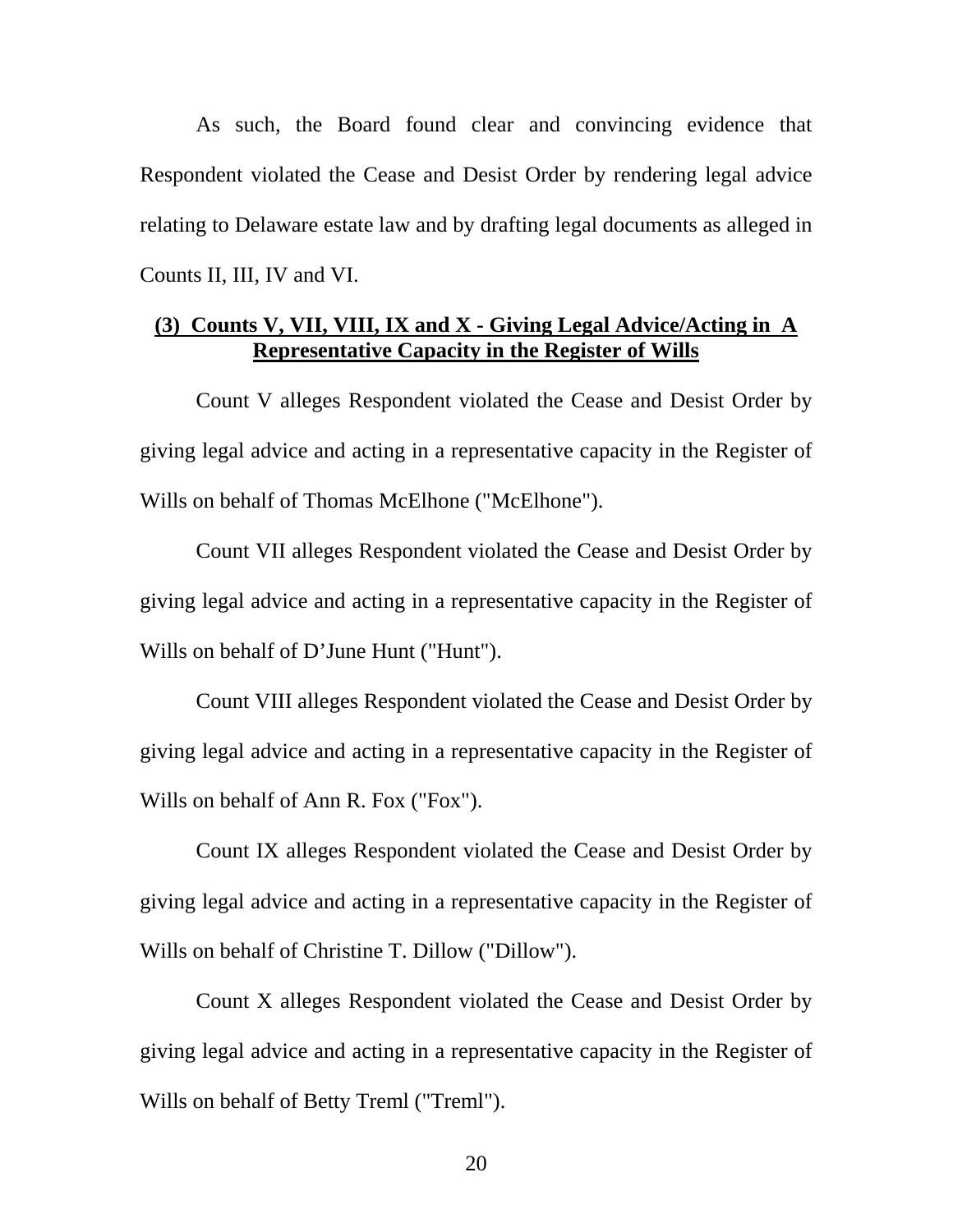As such, the Board found clear and convincing evidence that Respondent violated the Cease and Desist Order by rendering legal advice relating to Delaware estate law and by drafting legal documents as alleged in Counts II, III, IV and VI.

### (3) Counts V, VII, VIII, IX and X - Giving Legal Advice/Acting in A Representative Capacity in the Register of Wills

Count V alleges Respondent violated the Cease and Desist Order by giving legal advice and acting in a representative capacity in the Register of Wills on behalf of Thomas McElhone ("McElhone").

Count VII alleges Respondent violated the Cease and Desist Order by giving legal advice and acting in a representative capacity in the Register of Wills on behalf of D'June Hunt ("Hunt").

Count VIII alleges Respondent violated the Cease and Desist Order by giving legal advice and acting in a representative capacity in the Register of Wills on behalf of Ann R. Fox ("Fox").

Count IX alleges Respondent violated the Cease and Desist Order by giving legal advice and acting in a representative capacity in the Register of Wills on behalf of Christine T. Dillow ("Dillow").

Count X alleges Respondent violated the Cease and Desist Order by giving legal advice and acting in a representative capacity in the Register of Wills on behalf of Betty Treml ("Treml").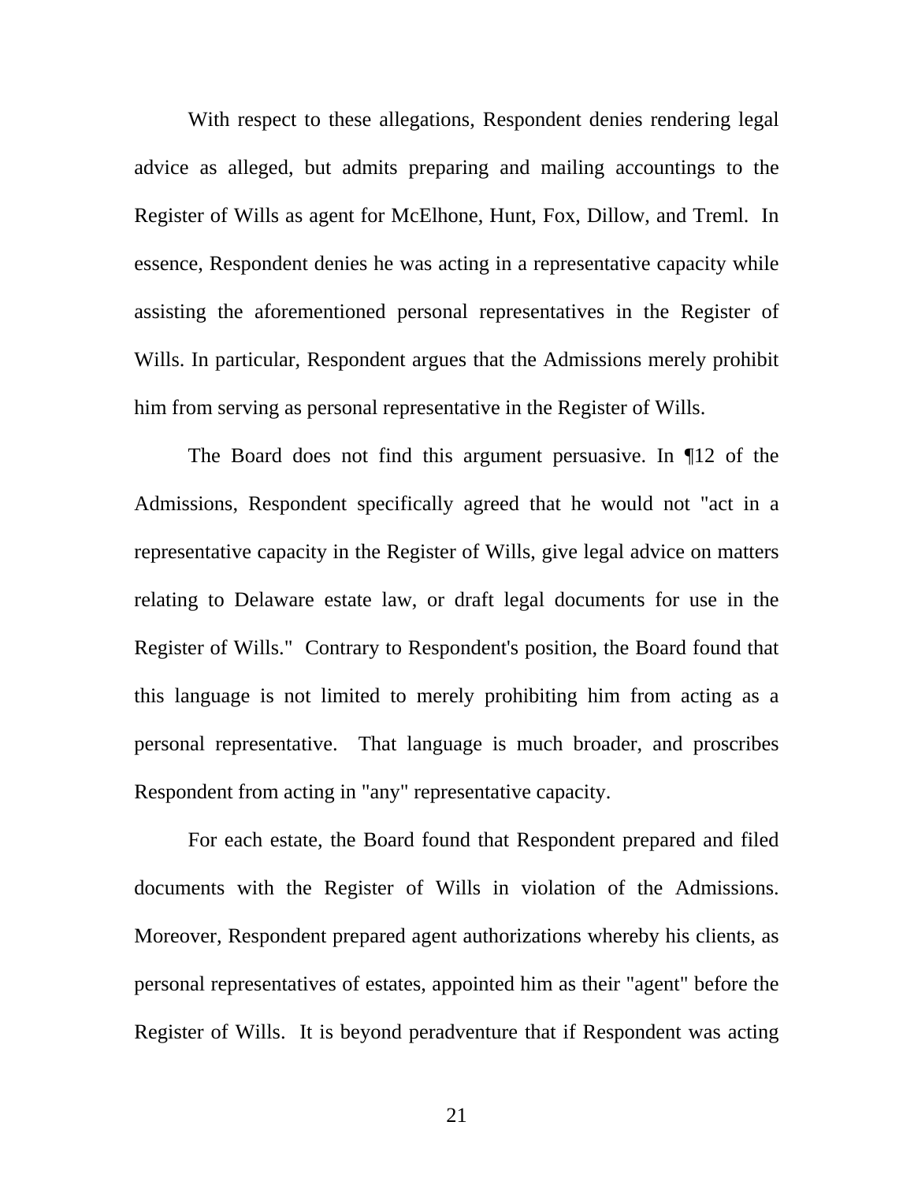With respect to these allegations, Respondent denies rendering legal advice as alleged, but admits preparing and mailing accountings to the Register of Wills as agent for McElhone, Hunt, Fox, Dillow, and Treml. In essence, Respondent denies he was acting in a representative capacity while assisting the aforementioned personal representatives in the Register of Wills. In particular, Respondent argues that the Admissions merely prohibit him from serving as personal representative in the Register of Wills.

The Board does not find this argument persuasive. In ¶12 of the Admissions, Respondent specifically agreed that he would not "act in a representative capacity in the Register of Wills, give legal advice on matters relating to Delaware estate law, or draft legal documents for use in the Register of Wills." Contrary to Respondent's position, the Board found that this language is not limited to merely prohibiting him from acting as a personal representative. That language is much broader, and proscribes Respondent from acting in "any" representative capacity.

For each estate, the Board found that Respondent prepared and filed documents with the Register of Wills in violation of the Admissions. Moreover, Respondent prepared agent authorizations whereby his clients, as personal representatives of estates, appointed him as their "agent" before the Register of Wills. It is beyond peradventure that if Respondent was acting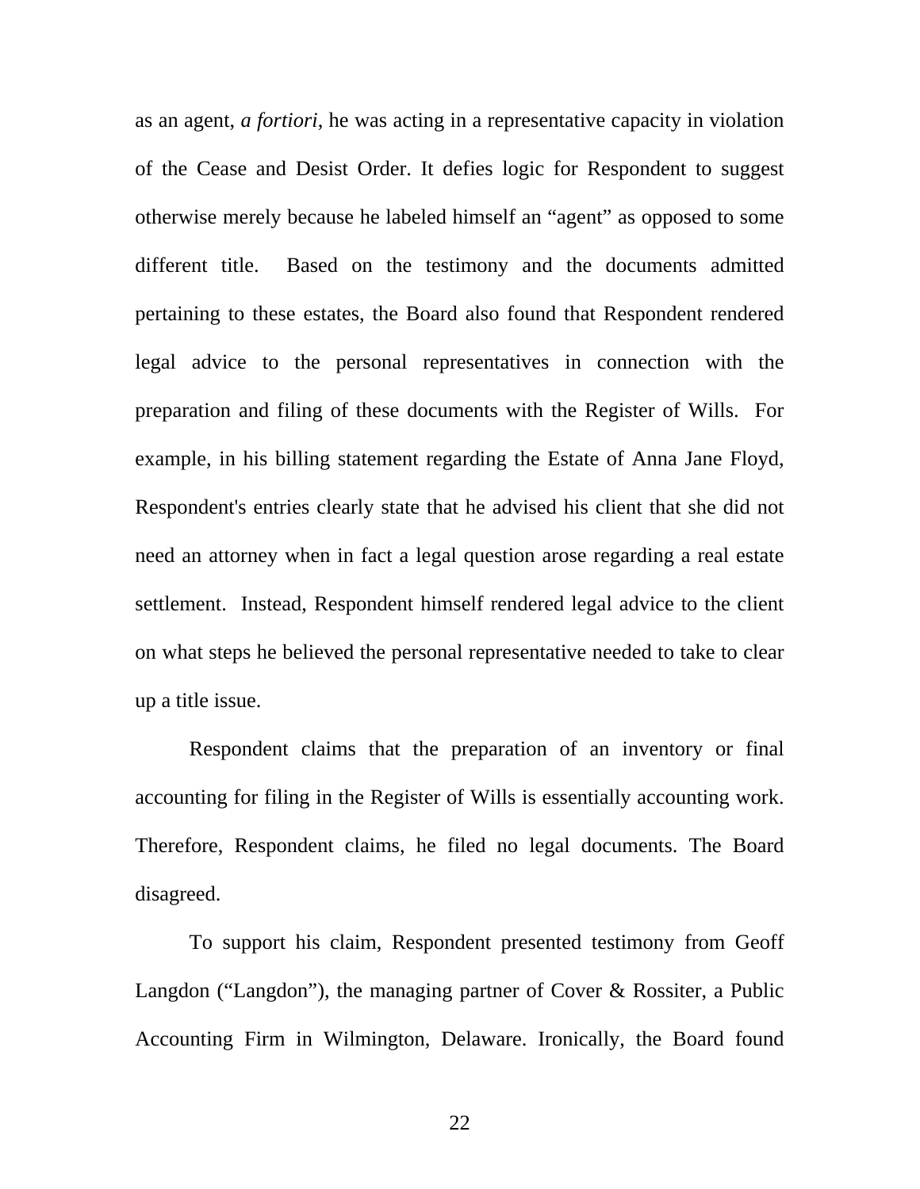as an agent, *a fortiori*, he was acting in a representative capacity in violation of the Cease and Desist Order. It defies logic for Respondent to suggest otherwise merely because he labeled himself an "agent" as opposed to some different title. Based on the testimony and the documents admitted pertaining to these estates, the Board also found that Respondent rendered legal advice to the personal representatives in connection with the preparation and filing of these documents with the Register of Wills. For example, in his billing statement regarding the Estate of Anna Jane Floyd, Respondent's entries clearly state that he advised his client that she did not need an attorney when in fact a legal question arose regarding a real estate settlement. Instead, Respondent himself rendered legal advice to the client on what steps he believed the personal representative needed to take to clear up a title issue.

Respondent claims that the preparation of an inventory or final accounting for filing in the Register of Wills is essentially accounting work. Therefore, Respondent claims, he filed no legal documents. The Board disagreed.

To support his claim, Respondent presented testimony from Geoff Langdon ("Langdon"), the managing partner of Cover & Rossiter, a Public Accounting Firm in Wilmington, Delaware. Ironically, the Board found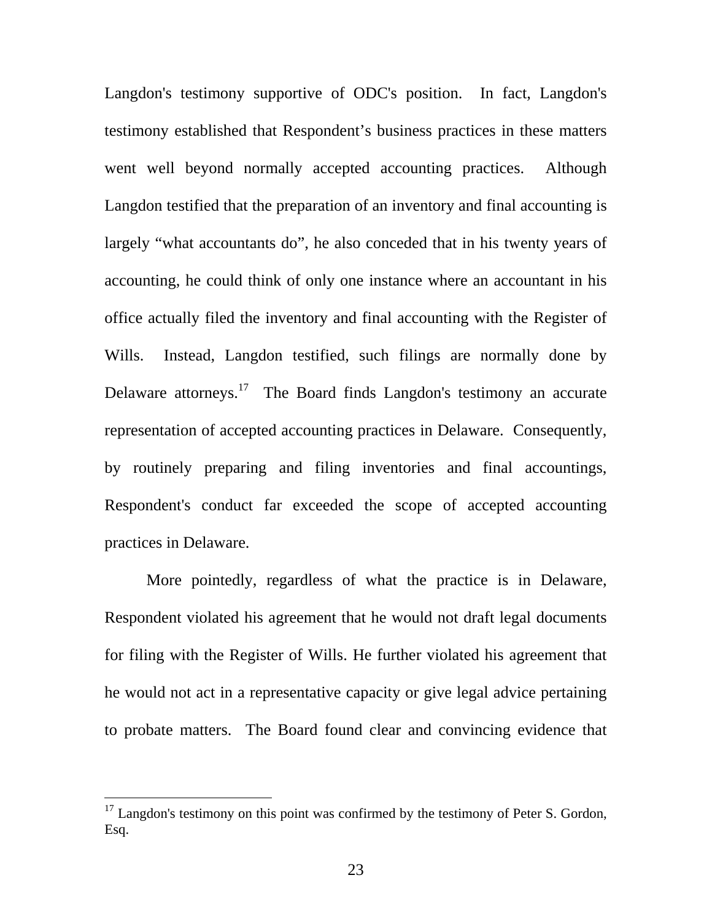Langdon's testimony supportive of ODC's position. In fact, Langdon's testimony established that Respondent's business practices in these matters went well beyond normally accepted accounting practices. Although Langdon testified that the preparation of an inventory and final accounting is largely "what accountants do", he also conceded that in his twenty years of accounting, he could think of only one instance where an accountant in his office actually filed the inventory and final accounting with the Register of Wills. Instead, Langdon testified, such filings are normally done by Delaware attorneys.[17] The Board finds Langdon's testimony an accurate representation of accepted accounting practices in Delaware. Consequently, by routinely preparing and filing inventories and final accountings, Respondent's conduct far exceeded the scope of accepted accounting practices in Delaware.

More pointedly, regardless of what the practice is in Delaware, Respondent violated his agreement that he would not draft legal documents for filing with the Register of Wills. He further violated his agreement that he would not act in a representative capacity or give legal advice pertaining to probate matters. The Board found clear and convincing evidence that

---

[17] Langdon's testimony on this point was confirmed by the testimony of Peter S. Gordon, Esq.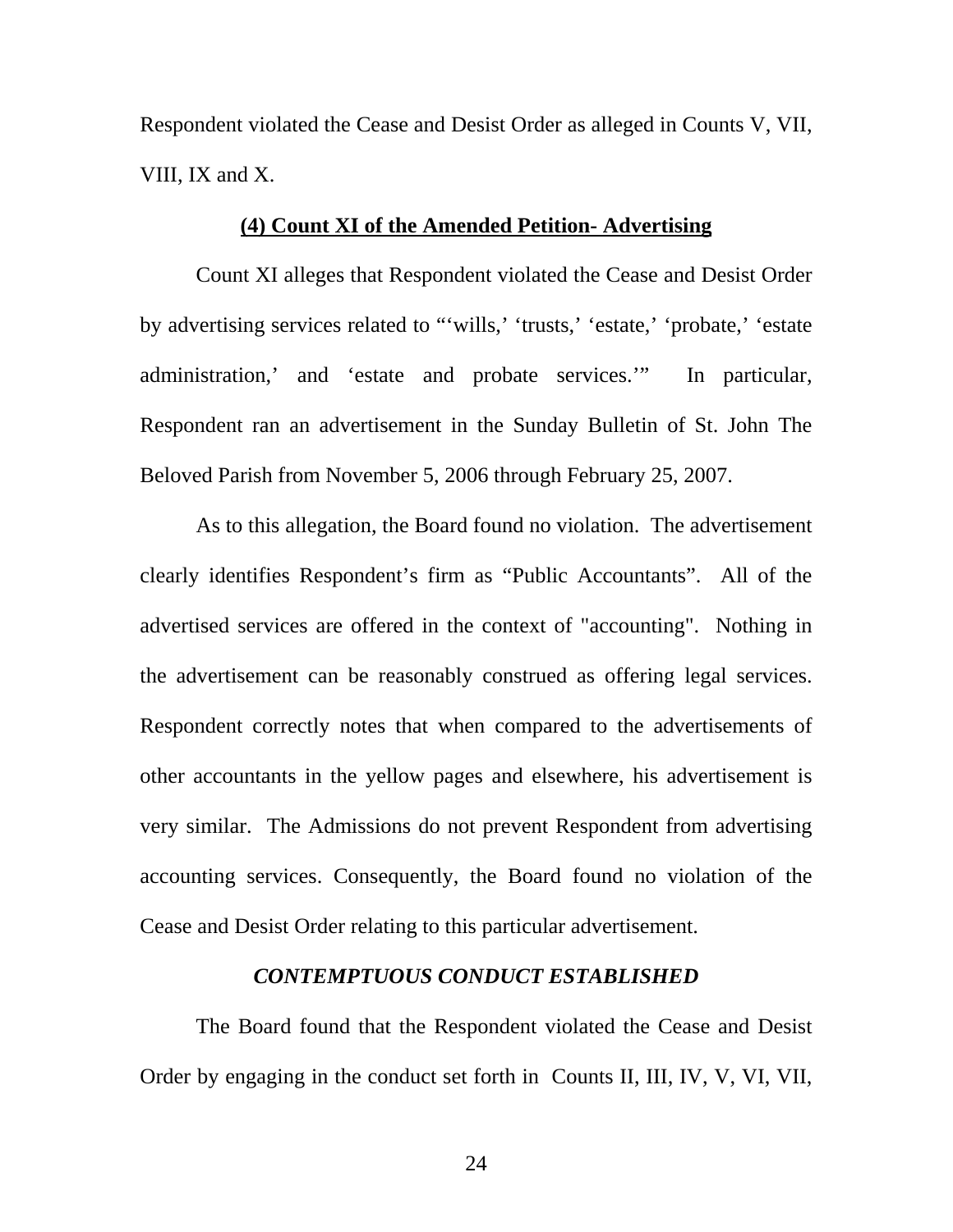Respondent violated the Cease and Desist Order as alleged in Counts V, VII, VIII, IX and X.

**(4) Count XI of the Amended Petition- Advertising**

Count XI alleges that Respondent violated the Cease and Desist Order by advertising services related to "'wills,' 'trusts,' 'estate,' 'probate,' 'estate administration,' and 'estate and probate services.'" In particular, Respondent ran an advertisement in the Sunday Bulletin of St. John The Beloved Parish from November 5, 2006 through February 25, 2007.

As to this allegation, the Board found no violation. The advertisement clearly identifies Respondent's firm as "Public Accountants". All of the advertised services are offered in the context of "accounting". Nothing in the advertisement can be reasonably construed as offering legal services. Respondent correctly notes that when compared to the advertisements of other accountants in the yellow pages and elsewhere, his advertisement is very similar. The Admissions do not prevent Respondent from advertising accounting services. Consequently, the Board found no violation of the Cease and Desist Order relating to this particular advertisement.

***CONTEMPTUOUS CONDUCT ESTABLISHED***

The Board found that the Respondent violated the Cease and Desist Order by engaging in the conduct set forth in Counts II, III, IV, V, VI, VII,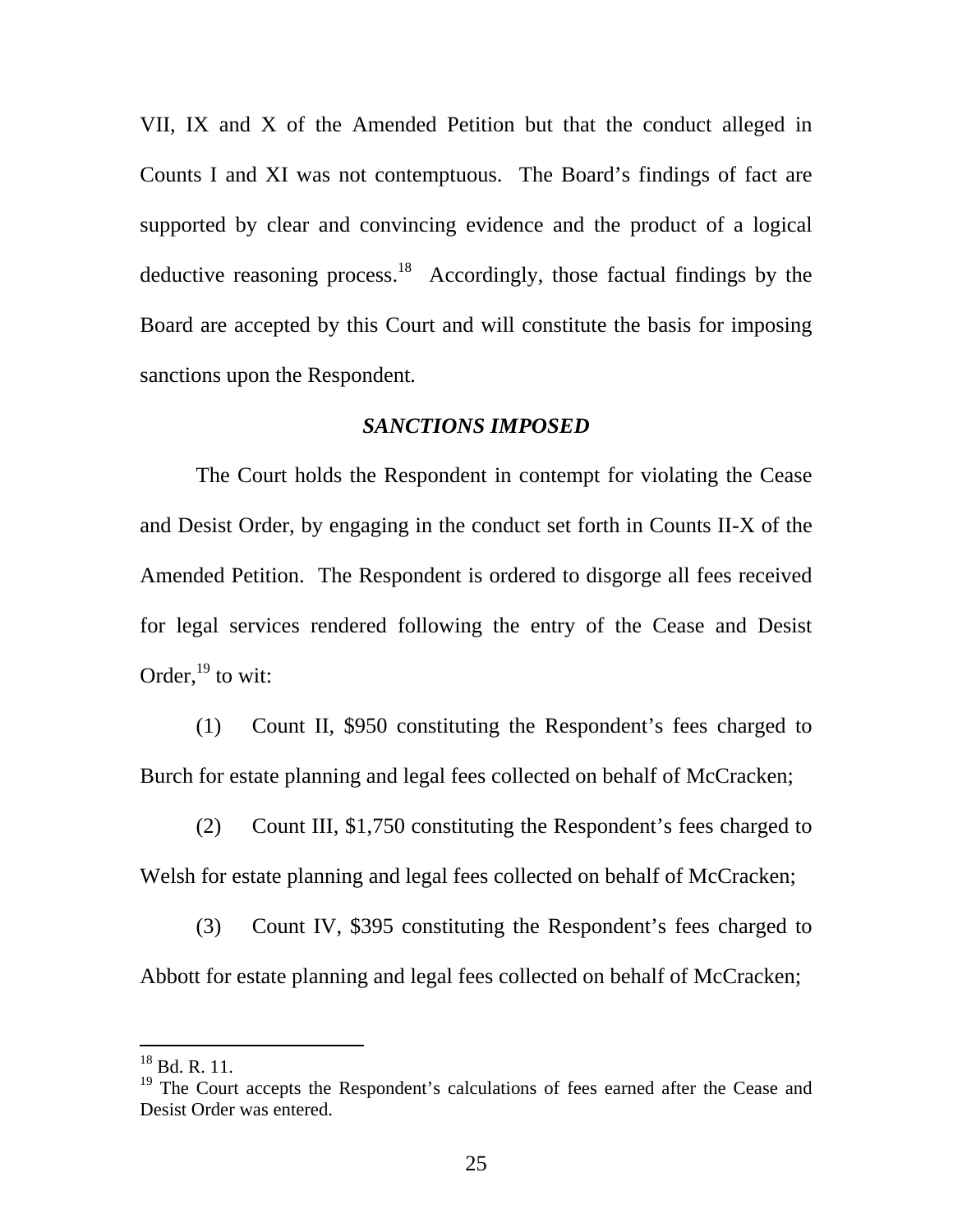VII, IX and X of the Amended Petition but that the conduct alleged in Counts I and XI was not contemptuous. The Board's findings of fact are supported by clear and convincing evidence and the product of a logical deductive reasoning process.[18] Accordingly, those factual findings by the Board are accepted by this Court and will constitute the basis for imposing sanctions upon the Respondent.

### *SANCTIONS IMPOSED*

The Court holds the Respondent in contempt for violating the Cease and Desist Order, by engaging in the conduct set forth in Counts II-X of the Amended Petition. The Respondent is ordered to disgorge all fees received for legal services rendered following the entry of the Cease and Desist Order,[19] to wit:

(1) Count II, $950 constituting the Respondent's fees charged to Burch for estate planning and legal fees collected on behalf of McCracken;

(2) Count III, $1,750 constituting the Respondent's fees charged to Welsh for estate planning and legal fees collected on behalf of McCracken;

(3) Count IV, $395 constituting the Respondent's fees charged to Abbott for estate planning and legal fees collected on behalf of McCracken;

---

[18] Bd. R. 11.

[19] The Court accepts the Respondent's calculations of fees earned after the Cease and Desist Order was entered.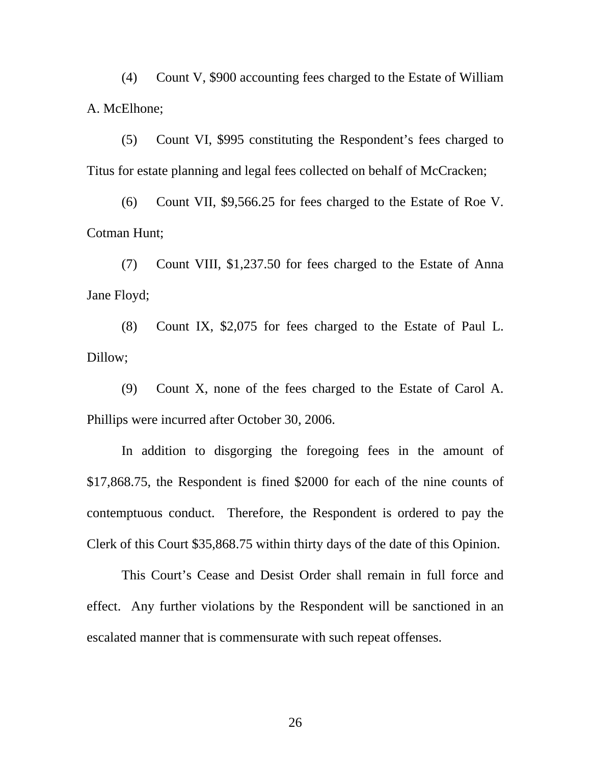(4) Count V, $900 accounting fees charged to the Estate of William A. McElhone;

(5) Count VI, $995 constituting the Respondent's fees charged to Titus for estate planning and legal fees collected on behalf of McCracken;

(6) Count VII, $9,566.25 for fees charged to the Estate of Roe V. Cotman Hunt;

(7) Count VIII, $1,237.50 for fees charged to the Estate of Anna Jane Floyd;

(8) Count IX, $2,075 for fees charged to the Estate of Paul L. Dillow;

(9) Count X, none of the fees charged to the Estate of Carol A. Phillips were incurred after October 30, 2006.

In addition to disgorging the foregoing fees in the amount of $17,868.75, the Respondent is fined $2000 for each of the nine counts of contemptuous conduct. Therefore, the Respondent is ordered to pay the Clerk of this Court $35,868.75 within thirty days of the date of this Opinion.

This Court's Cease and Desist Order shall remain in full force and effect. Any further violations by the Respondent will be sanctioned in an escalated manner that is commensurate with such repeat offenses.